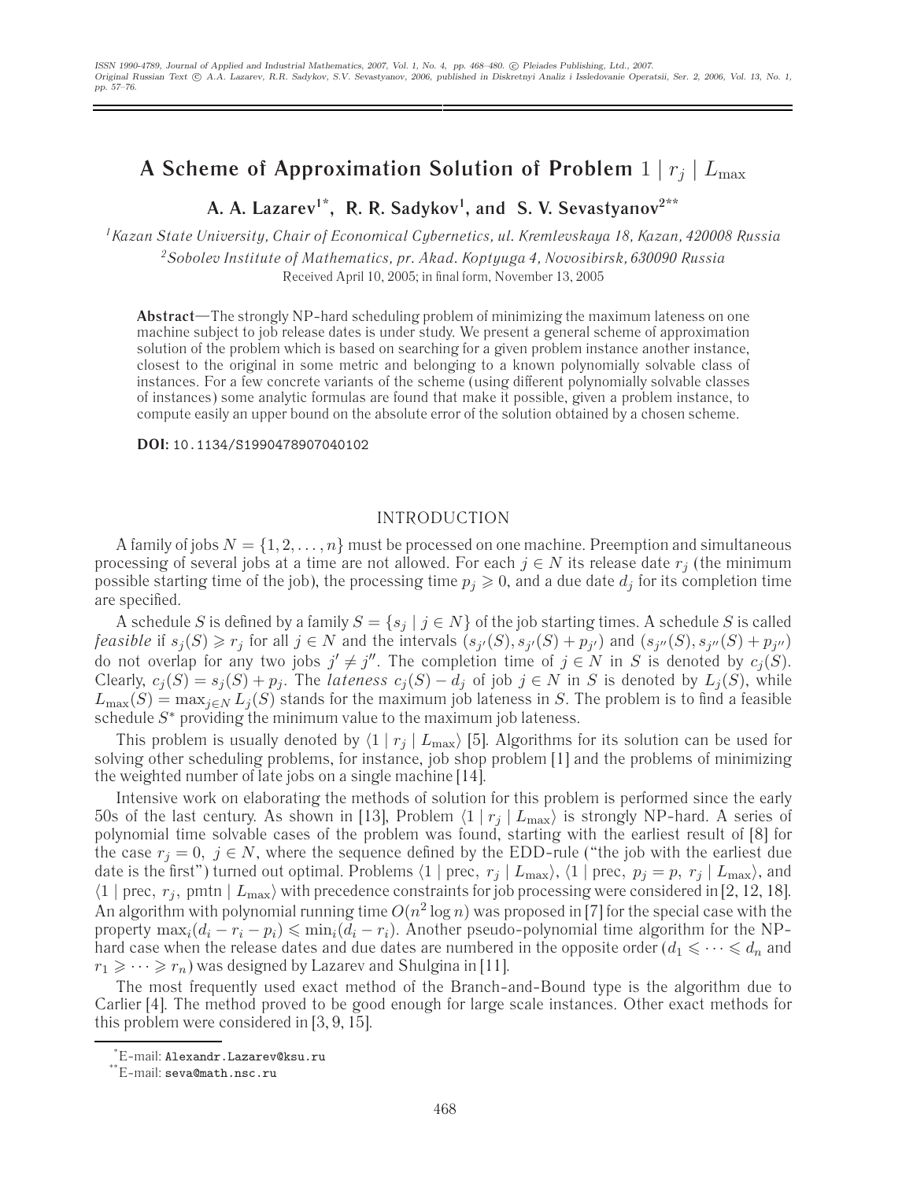# A Scheme of Approximation Solution of Problem $1 \mid r_j \mid L_{\max}$

**A. A. Lazarev[1*], R. R. Sadykov[1], and S. V. Sevastyanov[2**]**

[1] *Kazan State University, Chair of Economical Cybernetics, ul. Kremlevskaya 18, Kazan, 420008 Russia*

[2] *Sobolev Institute of Mathematics, pr. Akad. Koptyuga 4, Novosibirsk, 630090 Russia*

Received April 10, 2005; in final form, November 13, 2005

**Abstract**—The strongly NP-hard scheduling problem of minimizing the maximum lateness on one machine subject to job release dates is under study. We present a general scheme of approximation solution of the problem which is based on searching for a given problem instance another instance, closest to the original in some metric and belonging to a known polynomially solvable class of instances. For a few concrete variants of the scheme (using different polynomially solvable classes of instances) some analytic formulas are found that make it possible, given a problem instance, to compute easily an upper bound on the absolute error of the solution obtained by a chosen scheme.

**DOI:** 10.1134/S1990478907040102

## INTRODUCTION

A family of jobs $N = \{1, 2, \ldots, n\}$ must be processed on one machine. Preemption and simultaneous processing of several jobs at a time are not allowed. For each $j \in N$ its release date $r_j$ (the minimum possible starting time of the job), the processing time $p_j \geqslant 0$, and a due date $d_j$ for its completion time are specified.

A schedule $S$ is defined by a family $S = \{s_j \mid j \in N\}$ of the job starting times. A schedule $S$ is called *feasible* if $s_j(S) \geqslant r_j$ for all $j \in N$ and the intervals $(s_{j'}(S), s_{j'}(S) + p_{j'})$ and $(s_{j''}(S), s_{j''}(S) + p_{j''})$ do not overlap for any two jobs $j' \neq j''$. The completion time of $j \in N$ in $S$ is denoted by $c_j(S)$. Clearly, $c_j(S) = s_j(S) + p_j$. The *lateness* $c_j(S) - d_j$ of job $j \in N$ in $S$ is denoted by $L_j(S)$, while $L_{\max}(S) = \max_{j \in N} L_j(S)$ stands for the maximum job lateness in $S$. The problem is to find a feasible schedule $S^*$ providing the minimum value to the maximum job lateness.

This problem is usually denoted by $\langle 1 \mid r_j \mid L_{\max} \rangle$ [5]. Algorithms for its solution can be used for solving other scheduling problems, for instance, job shop problem [1] and the problems of minimizing the weighted number of late jobs on a single machine [14].

Intensive work on elaborating the methods of solution for this problem is performed since the early 50s of the last century. As shown in [13], Problem $\langle 1 \mid r_j \mid L_{\max} \rangle$ is strongly NP-hard. A series of polynomial time solvable cases of the problem was found, starting with the earliest result of [8] for the case $r_j = 0,\ j \in N$, where the sequence defined by the EDD-rule ("the job with the earliest due date is the first") turned out optimal. Problems $\langle 1 \mid \text{prec},\ r_j \mid L_{\max} \rangle$, $\langle 1 \mid \text{prec},\ p_j = p,\ r_j \mid L_{\max} \rangle$, and $\langle 1 \mid \text{prec},\ r_j,\ \text{pmtn} \mid L_{\max} \rangle$ with precedence constraints for job processing were considered in [2, 12, 18]. An algorithm with polynomial running time $O(n^2 \log n)$ was proposed in [7] for the special case with the property $\max_i (d_i - r_i - p_i) \leqslant \min_i (d_i - r_i)$. Another pseudo-polynomial time algorithm for the NP-hard case when the release dates and due dates are numbered in the opposite order ($d_1 \leqslant \cdots \leqslant d_n$ and $r_1 \geqslant \cdots \geqslant r_n$) was designed by Lazarev and Shulgina in [11].

The most frequently used exact method of the Branch-and-Bound type is the algorithm due to Carlier [4]. The method proved to be good enough for large scale instances. Other exact methods for this problem were considered in [3, 9, 15].

---

*E-mail: Alexandr.Lazarev@ksu.ru

**E-mail: seva@math.nsc.ru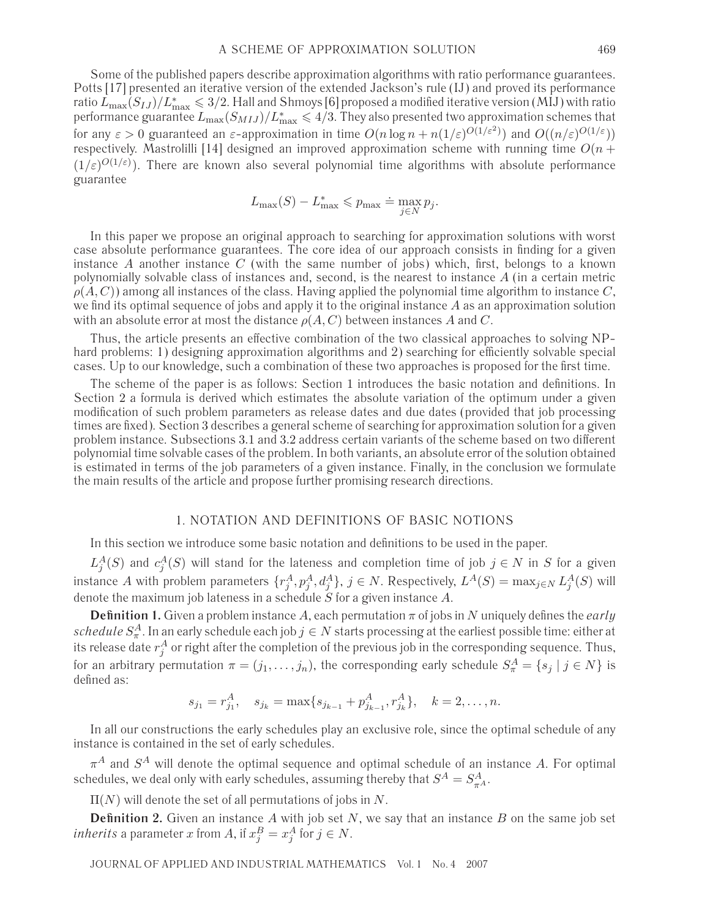Some of the published papers describe approximation algorithms with ratio performance guarantees. Potts [17] presented an iterative version of the extended Jackson's rule (IJ) and proved its performance ratio $L_{\max}(S_{IJ})/L^*_{\max} \leqslant 3/2$. Hall and Shmoys [6] proposed a modified iterative version (MIJ) with ratio performance guarantee $L_{\max}(S_{MIJ})/L^*_{\max} \leqslant 4/3$. They also presented two approximation schemes that for any $\varepsilon > 0$ guaranteed an $\varepsilon$-approximation in time $O(n \log n + n(1/\varepsilon)^{O(1/\varepsilon^2)})$ and $O((n/\varepsilon)^{O(1/\varepsilon)})$ respectively. Mastrolilli [14] designed an improved approximation scheme with running time $O(n + (1/\varepsilon)^{O(1/\varepsilon)})$. There are known also several polynomial time algorithms with absolute performance guarantee

$$L_{\max}(S) - L^*_{\max} \leqslant p_{\max} \doteq \max_{j \in N} p_j.$$

In this paper we propose an original approach to searching for approximation solutions with worst case absolute performance guarantees. The core idea of our approach consists in finding for a given instance $A$ another instance $C$ (with the same number of jobs) which, first, belongs to a known polynomially solvable class of instances and, second, is the nearest to instance $A$ (in a certain metric $\rho(A, C)$) among all instances of the class. Having applied the polynomial time algorithm to instance $C$, we find its optimal sequence of jobs and apply it to the original instance $A$ as an approximation solution with an absolute error at most the distance $\rho(A, C)$ between instances $A$ and $C$.

Thus, the article presents an effective combination of the two classical approaches to solving NP-hard problems: 1) designing approximation algorithms and 2) searching for efficiently solvable special cases. Up to our knowledge, such a combination of these two approaches is proposed for the first time.

The scheme of the paper is as follows: Section 1 introduces the basic notation and definitions. In Section 2 a formula is derived which estimates the absolute variation of the optimum under a given modification of such problem parameters as release dates and due dates (provided that job processing times are fixed). Section 3 describes a general scheme of searching for approximation solution for a given problem instance. Subsections 3.1 and 3.2 address certain variants of the scheme based on two different polynomial time solvable cases of the problem. In both variants, an absolute error of the solution obtained is estimated in terms of the job parameters of a given instance. Finally, in the conclusion we formulate the main results of the article and propose further promising research directions.

## 1. NOTATION AND DEFINITIONS OF BASIC NOTIONS

In this section we introduce some basic notation and definitions to be used in the paper.

$L^A_j(S)$ and $c^A_j(S)$ will stand for the lateness and completion time of job $j \in N$ in $S$ for a given instance $A$ with problem parameters $\{r^A_j, p^A_j, d^A_j\}$, $j \in N$. Respectively, $L^A(S) = \max_{j \in N} L^A_j(S)$ will denote the maximum job lateness in a schedule $S$ for a given instance $A$.

**Definition 1.** Given a problem instance $A$, each permutation $\pi$ of jobs in $N$ uniquely defines the *early schedule* $S^A_\pi$. In an early schedule each job $j \in N$ starts processing at the earliest possible time: either at its release date $r^A_j$ or right after the completion of the previous job in the corresponding sequence. Thus, for an arbitrary permutation $\pi = (j_1, \dots, j_n)$, the corresponding early schedule $S^A_\pi = \{s_j \mid j \in N\}$ is defined as:

$$s_{j_1} = r^A_{j_1}, \quad s_{j_k} = \max\{s_{j_{k-1}} + p^A_{j_{k-1}}, r^A_{j_k}\}, \quad k = 2, \dots, n.$$

In all our constructions the early schedules play an exclusive role, since the optimal schedule of any instance is contained in the set of early schedules.

$\pi^A$ and $S^A$ will denote the optimal sequence and optimal schedule of an instance $A$. For optimal schedules, we deal only with early schedules, assuming thereby that $S^A = S^A_{\pi^A}$.

$\Pi(N)$ will denote the set of all permutations of jobs in $N$.

**Definition 2.** Given an instance $A$ with job set $N$, we say that an instance $B$ on the same job set *inherits* a parameter $x$ from $A$, if $x^B_j = x^A_j$ for $j \in N$.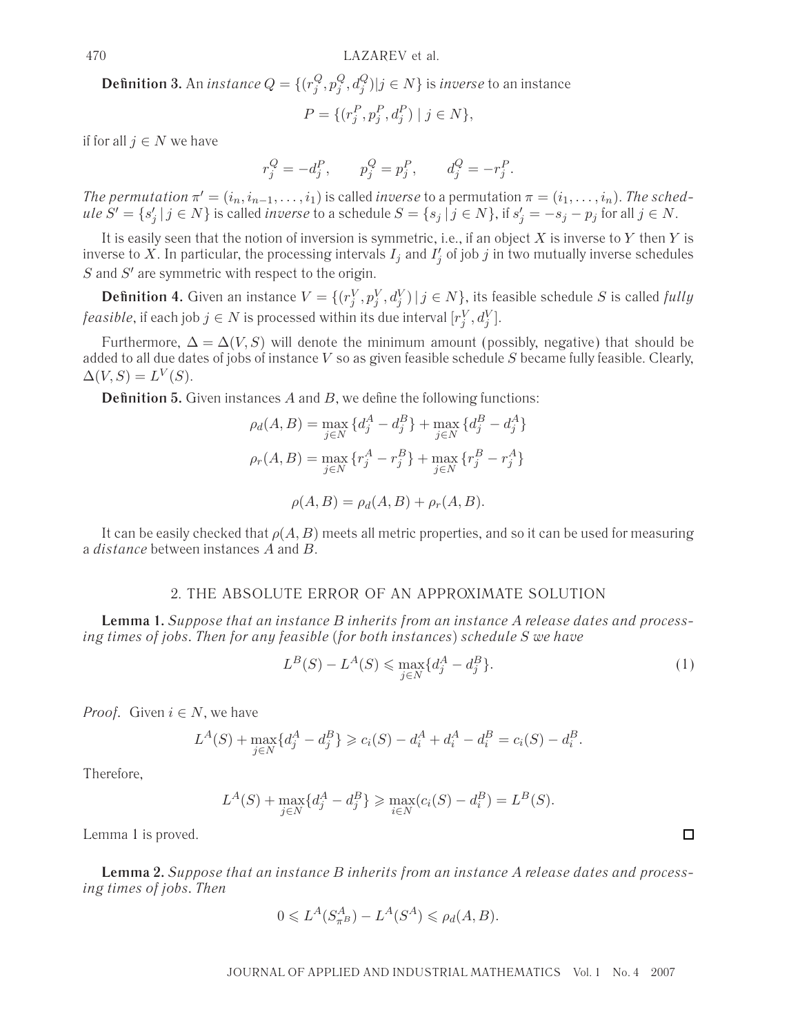**Definition 3.** An *instance* $Q = \{(r_j^Q, p_j^Q, d_j^Q) | j \in N\}$ is *inverse* to an instance

$$P = \{(r_j^P, p_j^P, d_j^P) \mid j \in N\},$$

if for all $j \in N$ we have

$$r_j^Q = -d_j^P, \qquad p_j^Q = p_j^P, \qquad d_j^Q = -r_j^P.$$

*The permutation* $\pi' = (i_n, i_{n-1}, \ldots, i_1)$ is called *inverse* to a permutation $\pi = (i_1, \ldots, i_n)$. *The schedule* $S' = \{s'_j \mid j \in N\}$ is called *inverse* to a schedule $S = \{s_j \mid j \in N\}$, if $s'_j = -s_j - p_j$ for all $j \in N$.

It is easily seen that the notion of inversion is symmetric, i.e., if an object $X$ is inverse to $Y$ then $Y$ is inverse to $X$. In particular, the processing intervals $I_j$ and $I'_j$ of job $j$ in two mutually inverse schedules $S$ and $S'$ are symmetric with respect to the origin.

**Definition 4.** Given an instance $V = \{(r_j^V, p_j^V, d_j^V) \mid j \in N\}$, its feasible schedule $S$ is called *fully feasible*, if each job $j \in N$ is processed within its due interval $[r_j^V, d_j^V]$.

Furthermore, $\Delta = \Delta(V, S)$ will denote the minimum amount (possibly, negative) that should be added to all due dates of jobs of instance $V$ so as given feasible schedule $S$ became fully feasible. Clearly, $\Delta(V, S) = L^V(S)$.

**Definition 5.** Given instances $A$ and $B$, we define the following functions:

$$\rho_d(A, B) = \max_{j \in N} \{d_j^A - d_j^B\} + \max_{j \in N} \{d_j^B - d_j^A\}$$

$$\rho_r(A, B) = \max_{j \in N} \{r_j^A - r_j^B\} + \max_{j \in N} \{r_j^B - r_j^A\}$$

$$\rho(A, B) = \rho_d(A, B) + \rho_r(A, B).$$

It can be easily checked that $\rho(A, B)$ meets all metric properties, and so it can be used for measuring a *distance* between instances $A$ and $B$.

## 2. THE ABSOLUTE ERROR OF AN APPROXIMATE SOLUTION

**Lemma 1.** *Suppose that an instance $B$ inherits from an instance $A$ release dates and processing times of jobs. Then for any feasible (for both instances) schedule $S$ we have*

$$L^B(S) - L^A(S) \leqslant \max_{j \in N} \{d_j^A - d_j^B\}. \tag{1}$$

*Proof.* Given $i \in N$, we have

$$L^A(S) + \max_{j \in N} \{d_j^A - d_j^B\} \geqslant c_i(S) - d_i^A + d_i^A - d_i^B = c_i(S) - d_i^B.$$

Therefore,

$$L^A(S) + \max_{j \in N} \{d_j^A - d_j^B\} \geqslant \max_{i \in N} (c_i(S) - d_i^B) = L^B(S).$$

Lemma 1 is proved. ☐

**Lemma 2.** *Suppose that an instance $B$ inherits from an instance $A$ release dates and processing times of jobs. Then*

$$0 \leqslant L^A(S^A_{\pi^B}) - L^A(S^A) \leqslant \rho_d(A, B).$$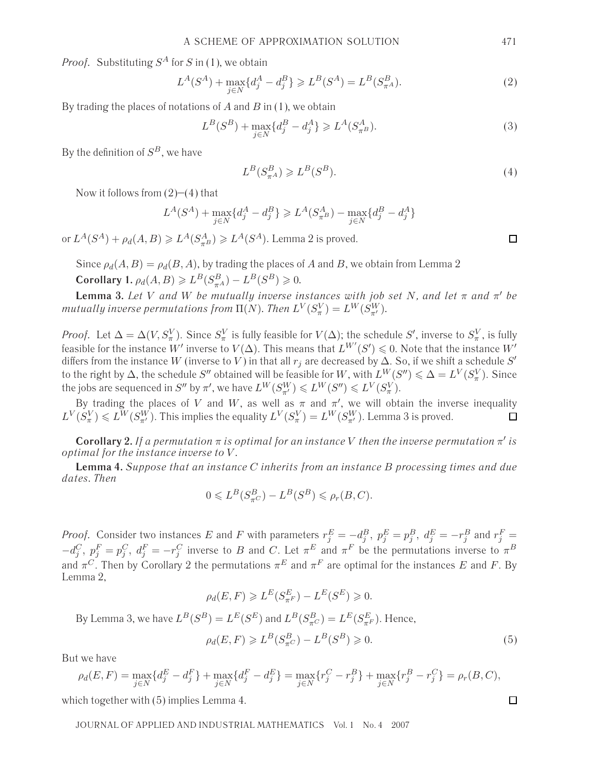*Proof.* Substituting $S^A$ for $S$ in (1), we obtain

$$L^A(S^A) + \max_{j \in N}\{d_j^A - d_j^B\} \geqslant L^B(S^A) = L^B(S^B_{\pi^A}). \tag{2}$$

By trading the places of notations of $A$ and $B$ in (1), we obtain

$$L^B(S^B) + \max_{j \in N}\{d_j^B - d_j^A\} \geqslant L^A(S^A_{\pi^B}). \tag{3}$$

By the definition of $S^B$, we have

$$L^B(S^B_{\pi^A}) \geqslant L^B(S^B). \tag{4}$$

Now it follows from (2)–(4) that

$$L^A(S^A) + \max_{j \in N}\{d_j^A - d_j^B\} \geqslant L^A(S^A_{\pi^B}) - \max_{j \in N}\{d_j^B - d_j^A\}$$

or $L^A(S^A) + \rho_d(A,B) \geqslant L^A(S^A_{\pi^B}) \geqslant L^A(S^A)$. Lemma 2 is proved. □

Since $\rho_d(A,B) = \rho_d(B,A)$, by trading the places of $A$ and $B$, we obtain from Lemma 2

**Corollary 1.** $\rho_d(A,B) \geqslant L^B(S^B_{\pi^A}) - L^B(S^B) \geqslant 0$.

**Lemma 3.** *Let $V$ and $W$ be mutually inverse instances with job set $N$, and let $\pi$ and $\pi'$ be mutually inverse permutations from $\Pi(N)$. Then $L^V(S^V_\pi) = L^W(S^W_{\pi'})$.*

*Proof.* Let $\Delta = \Delta(V, S^V_\pi)$. Since $S^V_\pi$ is fully feasible for $V(\Delta)$; the schedule $S'$, inverse to $S^V_\pi$, is fully feasible for the instance $W'$ inverse to $V(\Delta)$. This means that $L^{W'}(S') \leqslant 0$. Note that the instance $W'$ differs from the instance $W$ (inverse to $V$) in that all $r_j$ are decreased by $\Delta$. So, if we shift a schedule $S'$ to the right by $\Delta$, the schedule $S''$ obtained will be feasible for $W$, with $L^W(S'') \leqslant \Delta = L^V(S^V_\pi)$. Since the jobs are sequenced in $S''$ by $\pi'$, we have $L^W(S^W_{\pi'}) \leqslant L^W(S'') \leqslant L^V(S^V_\pi)$.

By trading the places of $V$ and $W$, as well as $\pi$ and $\pi'$, we will obtain the inverse inequality $L^V(S^V_\pi) \leqslant L^W(S^W_{\pi'})$. This implies the equality $L^V(S^V_\pi) = L^W(S^W_{\pi'})$. Lemma 3 is proved. □

**Corollary 2.** *If a permutation $\pi$ is optimal for an instance $V$ then the inverse permutation $\pi'$ is optimal for the instance inverse to $V$.*

**Lemma 4.** *Suppose that an instance $C$ inherits from an instance $B$ processing times and due dates. Then*

$$0 \leqslant L^B(S^B_{\pi^C}) - L^B(S^B) \leqslant \rho_r(B,C).$$

*Proof.* Consider two instances $E$ and $F$ with parameters $r_j^E = -d_j^B$, $p_j^E = p_j^B$, $d_j^E = -r_j^B$ and $r_j^F = -d_j^C$, $p_j^F = p_j^C$, $d_j^F = -r_j^C$ inverse to $B$ and $C$. Let $\pi^E$ and $\pi^F$ be the permutations inverse to $\pi^B$ and $\pi^C$. Then by Corollary 2 the permutations $\pi^E$ and $\pi^F$ are optimal for the instances $E$ and $F$. By Lemma 2,

$$\rho_d(E,F) \geqslant L^E(S^E_{\pi^F}) - L^E(S^E) \geqslant 0.$$

By Lemma 3, we have $L^B(S^B) = L^E(S^E)$ and $L^B(S^B_{\pi^C}) = L^E(S^E_{\pi^F})$. Hence,

$$\rho_d(E,F) \geqslant L^B(S^B_{\pi^C}) - L^B(S^B) \geqslant 0. \tag{5}$$

But we have

$$\rho_d(E,F) = \max_{j \in N}\{d_j^E - d_j^F\} + \max_{j \in N}\{d_j^F - d_j^E\} = \max_{j \in N}\{r_j^C - r_j^B\} + \max_{j \in N}\{r_j^B - r_j^C\} = \rho_r(B,C),$$

which together with (5) implies Lemma 4. □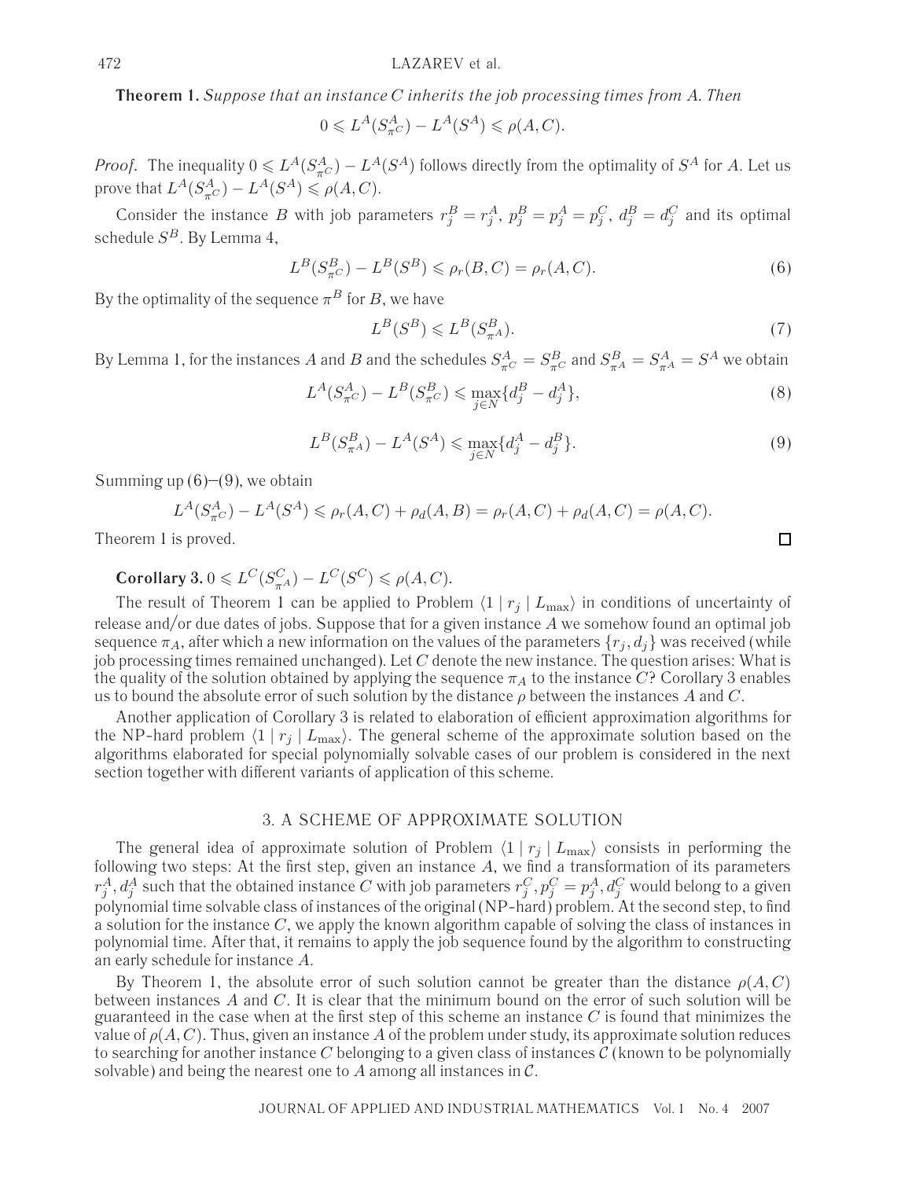**Theorem 1.** *Suppose that an instance $C$ inherits the job processing times from $A$. Then*

$$0 \leqslant L^A(S^A_{\pi^C}) - L^A(S^A) \leqslant \rho(A, C).$$

*Proof.* The inequality $0 \leqslant L^A(S^A_{\pi^C}) - L^A(S^A)$ follows directly from the optimality of $S^A$ for $A$. Let us prove that $L^A(S^A_{\pi^C}) - L^A(S^A) \leqslant \rho(A, C)$.

Consider the instance $B$ with job parameters $r^B_j = r^A_j$, $p^B_j = p^A_j = p^C_j$, $d^B_j = d^C_j$ and its optimal schedule $S^B$. By Lemma 4,

$$L^B(S^B_{\pi^C}) - L^B(S^B) \leqslant \rho_r(B, C) = \rho_r(A, C). \tag{6}$$

By the optimality of the sequence $\pi^B$ for $B$, we have

$$L^B(S^B) \leqslant L^B(S^B_{\pi^A}). \tag{7}$$

By Lemma 1, for the instances $A$ and $B$ and the schedules $S^A_{\pi^C} = S^B_{\pi^C}$ and $S^B_{\pi^A} = S^A_{\pi^A} = S^A$ we obtain

$$L^A(S^A_{\pi^C}) - L^B(S^B_{\pi^C}) \leqslant \max_{j \in N}\{d^B_j - d^A_j\}, \tag{8}$$

$$L^B(S^B_{\pi^A}) - L^A(S^A) \leqslant \max_{j \in N}\{d^A_j - d^B_j\}. \tag{9}$$

Summing up (6)–(9), we obtain

$$L^A(S^A_{\pi^C}) - L^A(S^A) \leqslant \rho_r(A, C) + \rho_d(A, B) = \rho_r(A, C) + \rho_d(A, C) = \rho(A, C).$$

Theorem 1 is proved. □

**Corollary 3.** $0 \leqslant L^C(S^C_{\pi^A}) - L^C(S^C) \leqslant \rho(A, C)$.

The result of Theorem 1 can be applied to Problem $\langle 1 \mid r_j \mid L_{\max}\rangle$ in conditions of uncertainty of release and/or due dates of jobs. Suppose that for a given instance $A$ we somehow found an optimal job sequence $\pi_A$, after which a new information on the values of the parameters $\{r_j, d_j\}$ was received (while job processing times remained unchanged). Let $C$ denote the new instance. The question arises: What is the quality of the solution obtained by applying the sequence $\pi_A$ to the instance $C$? Corollary 3 enables us to bound the absolute error of such solution by the distance $\rho$ between the instances $A$ and $C$.

Another application of Corollary 3 is related to elaboration of efficient approximation algorithms for the NP-hard problem $\langle 1 \mid r_j \mid L_{\max}\rangle$. The general scheme of the approximate solution based on the algorithms elaborated for special polynomially solvable cases of our problem is considered in the next section together with different variants of application of this scheme.

## 3. A SCHEME OF APPROXIMATE SOLUTION

The general idea of approximate solution of Problem $\langle 1 \mid r_j \mid L_{\max}\rangle$ consists in performing the following two steps: At the first step, given an instance $A$, we find a transformation of its parameters $r^A_j, d^A_j$ such that the obtained instance $C$ with job parameters $r^C_j, p^C_j = p^A_j, d^C_j$ would belong to a given polynomial time solvable class of instances of the original (NP-hard) problem. At the second step, to find a solution for the instance $C$, we apply the known algorithm capable of solving the class of instances in polynomial time. After that, it remains to apply the job sequence found by the algorithm to constructing an early schedule for instance $A$.

By Theorem 1, the absolute error of such solution cannot be greater than the distance $\rho(A, C)$ between instances $A$ and $C$. It is clear that the minimum bound on the error of such solution will be guaranteed in the case when at the first step of this scheme an instance $C$ is found that minimizes the value of $\rho(A, C)$. Thus, given an instance $A$ of the problem under study, its approximate solution reduces to searching for another instance $C$ belonging to a given class of instances $\mathcal{C}$ (known to be polynomially solvable) and being the nearest one to $A$ among all instances in $\mathcal{C}$.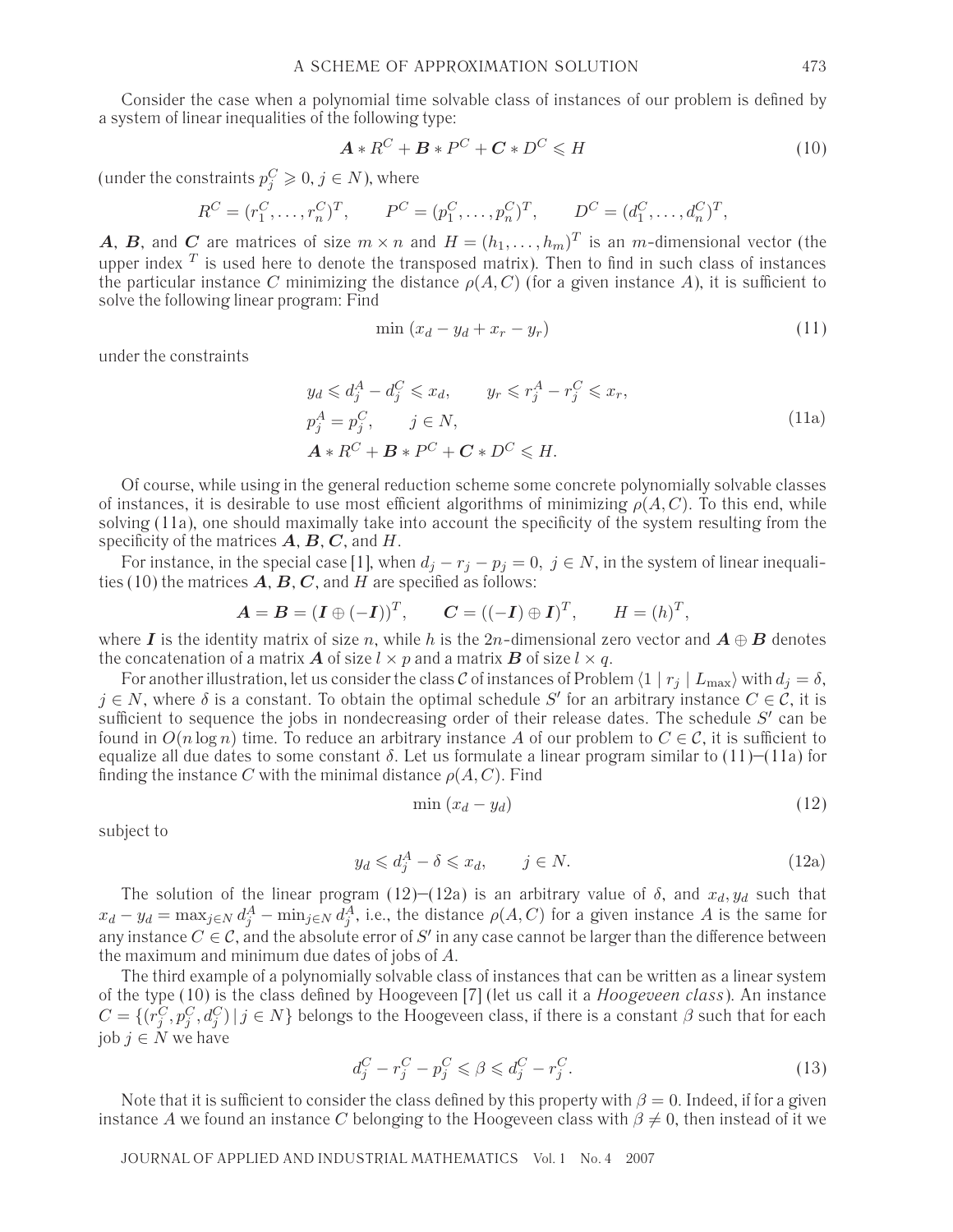Consider the case when a polynomial time solvable class of instances of our problem is defined by a system of linear inequalities of the following type:

$$\boldsymbol{A} * R^C + \boldsymbol{B} * P^C + \boldsymbol{C} * D^C \leqslant H \tag{10}$$

(under the constraints $p_j^C \geqslant 0$, $j \in N$), where

$$R^C = (r_1^C, \ldots, r_n^C)^T, \qquad P^C = (p_1^C, \ldots, p_n^C)^T, \qquad D^C = (d_1^C, \ldots, d_n^C)^T,$$

$\boldsymbol{A}$, $\boldsymbol{B}$, and $\boldsymbol{C}$ are matrices of size $m \times n$ and $H = (h_1, \ldots, h_m)^T$ is an $m$-dimensional vector (the upper index $^T$ is used here to denote the transposed matrix). Then to find in such class of instances the particular instance $C$ minimizing the distance $\rho(A, C)$ (for a given instance $A$), it is sufficient to solve the following linear program: Find

$$\min\ (x_d - y_d + x_r - y_r) \tag{11}$$

under the constraints

$$\begin{aligned} &y_d \leqslant d_j^A - d_j^C \leqslant x_d, \qquad y_r \leqslant r_j^A - r_j^C \leqslant x_r, \\ &p_j^A = p_j^C, \qquad j \in N, \\ &\boldsymbol{A} * R^C + \boldsymbol{B} * P^C + \boldsymbol{C} * D^C \leqslant H. \end{aligned} \tag{11a}$$

Of course, while using in the general reduction scheme some concrete polynomially solvable classes of instances, it is desirable to use most efficient algorithms of minimizing $\rho(A, C)$. To this end, while solving (11a), one should maximally take into account the specificity of the system resulting from the specificity of the matrices $\boldsymbol{A}$, $\boldsymbol{B}$, $\boldsymbol{C}$, and $H$.

For instance, in the special case [1], when $d_j - r_j - p_j = 0$, $j \in N$, in the system of linear inequalities (10) the matrices $\boldsymbol{A}$, $\boldsymbol{B}$, $\boldsymbol{C}$, and $H$ are specified as follows:

$$\boldsymbol{A} = \boldsymbol{B} = (\boldsymbol{I} \oplus (-\boldsymbol{I}))^T, \qquad \boldsymbol{C} = ((-\boldsymbol{I}) \oplus \boldsymbol{I})^T, \qquad H = (h)^T,$$

where $\boldsymbol{I}$ is the identity matrix of size $n$, while $h$ is the $2n$-dimensional zero vector and $\boldsymbol{A} \oplus \boldsymbol{B}$ denotes the concatenation of a matrix $\boldsymbol{A}$ of size $l \times p$ and a matrix $\boldsymbol{B}$ of size $l \times q$.

For another illustration, let us consider the class $\mathcal{C}$ of instances of Problem $\langle 1 \mid r_j \mid L_{\max} \rangle$ with $d_j = \delta$, $j \in N$, where $\delta$ is a constant. To obtain the optimal schedule $S'$ for an arbitrary instance $C \in \mathcal{C}$, it is sufficient to sequence the jobs in nondecreasing order of their release dates. The schedule $S'$ can be found in $O(n \log n)$ time. To reduce an arbitrary instance $A$ of our problem to $C \in \mathcal{C}$, it is sufficient to equalize all due dates to some constant $\delta$. Let us formulate a linear program similar to (11)–(11a) for finding the instance $C$ with the minimal distance $\rho(A, C)$. Find

$$\min\ (x_d - y_d) \tag{12}$$

subject to

$$y_d \leqslant d_j^A - \delta \leqslant x_d, \qquad j \in N. \tag{12a}$$

The solution of the linear program (12)–(12a) is an arbitrary value of $\delta$, and $x_d, y_d$ such that $x_d - y_d = \max_{j \in N} d_j^A - \min_{j \in N} d_j^A$, i.e., the distance $\rho(A, C)$ for a given instance $A$ is the same for any instance $C \in \mathcal{C}$, and the absolute error of $S'$ in any case cannot be larger than the difference between the maximum and minimum due dates of jobs of $A$.

The third example of a polynomially solvable class of instances that can be written as a linear system of the type (10) is the class defined by Hoogeveen [7] (let us call it a *Hoogeveen class*). An instance $C = \{(r_j^C, p_j^C, d_j^C) \mid j \in N\}$ belongs to the Hoogeveen class, if there is a constant $\beta$ such that for each job $j \in N$ we have

$$d_j^C - r_j^C - p_j^C \leqslant \beta \leqslant d_j^C - r_j^C. \tag{13}$$

Note that it is sufficient to consider the class defined by this property with $\beta = 0$. Indeed, if for a given instance $A$ we found an instance $C$ belonging to the Hoogeveen class with $\beta \neq 0$, then instead of it we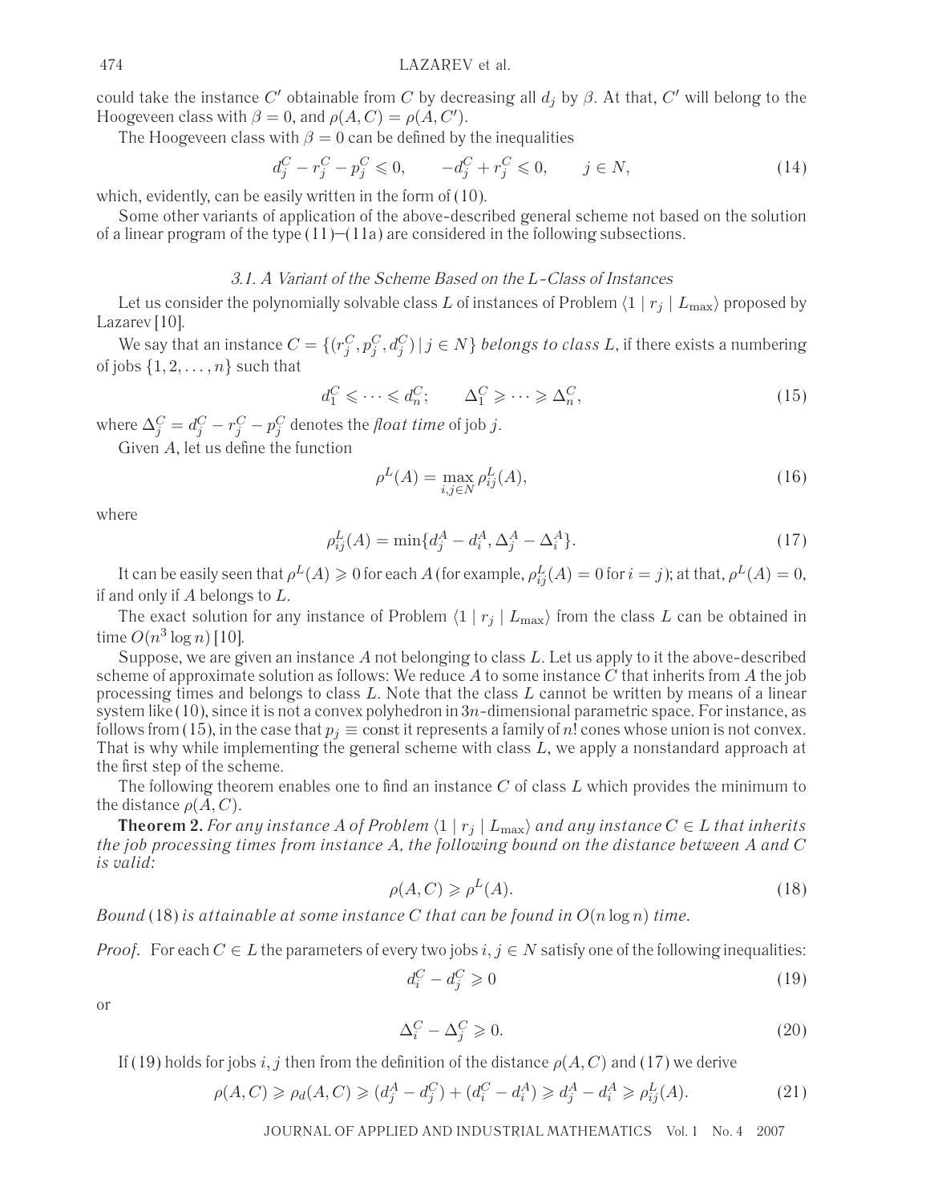could take the instance $C'$ obtainable from $C$ by decreasing all $d_j$ by $\beta$. At that, $C'$ will belong to the Hoogeveen class with $\beta = 0$, and $\rho(A, C) = \rho(A, C')$.

The Hoogeveen class with $\beta = 0$ can be defined by the inequalities

$$d_j^C - r_j^C - p_j^C \leqslant 0, \qquad -d_j^C + r_j^C \leqslant 0, \qquad j \in N, \tag{14}$$

which, evidently, can be easily written in the form of (10).

Some other variants of application of the above-described general scheme not based on the solution of a linear program of the type (11)–(11a) are considered in the following subsections.

### 3.1. A Variant of the Scheme Based on the $L$-Class of Instances

Let us consider the polynomially solvable class $L$ of instances of Problem $\langle 1 \mid r_j \mid L_{\max} \rangle$ proposed by Lazarev [10].

We say that an instance $C = \{(r_j^C, p_j^C, d_j^C) \mid j \in N\}$ *belongs to class* $L$, if there exists a numbering of jobs $\{1, 2, \ldots, n\}$ such that

$$d_1^C \leqslant \cdots \leqslant d_n^C; \qquad \Delta_1^C \geqslant \cdots \geqslant \Delta_n^C, \tag{15}$$

where $\Delta_j^C = d_j^C - r_j^C - p_j^C$ denotes the *float time* of job $j$.

Given $A$, let us define the function

$$\rho^L(A) = \max_{i,j \in N} \rho_{ij}^L(A), \tag{16}$$

where

$$\rho_{ij}^L(A) = \min\{d_j^A - d_i^A, \Delta_j^A - \Delta_i^A\}. \tag{17}$$

It can be easily seen that $\rho^L(A) \geqslant 0$ for each $A$ (for example, $\rho_{ij}^L(A) = 0$ for $i = j$); at that, $\rho^L(A) = 0$, if and only if $A$ belongs to $L$.

The exact solution for any instance of Problem $\langle 1 \mid r_j \mid L_{\max} \rangle$ from the class $L$ can be obtained in time $O(n^3 \log n)$ [10].

Suppose, we are given an instance $A$ not belonging to class $L$. Let us apply to it the above-described scheme of approximate solution as follows: We reduce $A$ to some instance $C$ that inherits from $A$ the job processing times and belongs to class $L$. Note that the class $L$ cannot be written by means of a linear system like (10), since it is not a convex polyhedron in $3n$-dimensional parametric space. For instance, as follows from (15), in the case that $p_j \equiv \text{const}$ it represents a family of $n!$ cones whose union is not convex. That is why while implementing the general scheme with class $L$, we apply a nonstandard approach at the first step of the scheme.

The following theorem enables one to find an instance $C$ of class $L$ which provides the minimum to the distance $\rho(A, C)$.

**Theorem 2.** *For any instance $A$ of Problem $\langle 1 \mid r_j \mid L_{\max} \rangle$ and any instance $C \in L$ that inherits the job processing times from instance $A$, the following bound on the distance between $A$ and $C$ is valid:*

$$\rho(A, C) \geqslant \rho^L(A). \tag{18}$$

*Bound* (18) *is attainable at some instance $C$ that can be found in $O(n \log n)$ time.*

*Proof.* For each $C \in L$ the parameters of every two jobs $i, j \in N$ satisfy one of the following inequalities:

$$d_i^C - d_j^C \geqslant 0 \tag{19}$$

or

$$\Delta_i^C - \Delta_j^C \geqslant 0. \tag{20}$$

If (19) holds for jobs $i, j$ then from the definition of the distance $\rho(A, C)$ and (17) we derive

$$\rho(A, C) \geqslant \rho_d(A, C) \geqslant (d_j^A - d_j^C) + (d_i^C - d_i^A) \geqslant d_j^A - d_i^A \geqslant \rho_{ij}^L(A). \tag{21}$$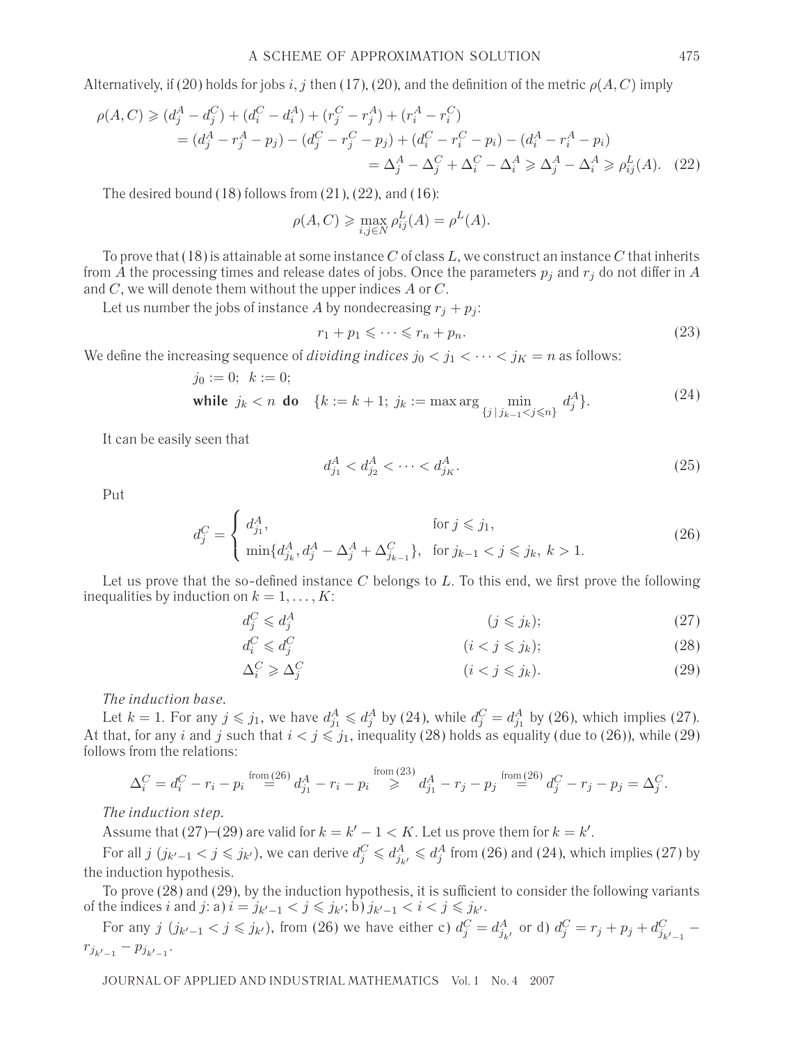Alternatively, if (20) holds for jobs $i, j$ then (17), (20), and the definition of the metric $\rho(A,C)$ imply

$$
\begin{aligned}
\rho(A,C) &\geqslant (d_j^A - d_j^C) + (d_i^C - d_i^A) + (r_j^C - r_j^A) + (r_i^A - r_i^C) \\
&= (d_j^A - r_j^A - p_j) - (d_j^C - r_j^C - p_j) + (d_i^C - r_i^C - p_i) - (d_i^A - r_i^A - p_i) \\
&= \Delta_j^A - \Delta_j^C + \Delta_i^C - \Delta_i^A \geqslant \Delta_j^A - \Delta_i^A \geqslant \rho_{ij}^L(A). \quad (22)
\end{aligned}
$$

The desired bound (18) follows from (21), (22), and (16):

$$\rho(A,C) \geqslant \max_{i,j \in N} \rho_{ij}^L(A) = \rho^L(A).$$

To prove that (18) is attainable at some instance $C$ of class $L$, we construct an instance $C$ that inherits from $A$ the processing times and release dates of jobs. Once the parameters $p_j$ and $r_j$ do not differ in $A$ and $C$, we will denote them without the upper indices $A$ or $C$.

Let us number the jobs of instance $A$ by nondecreasing $r_j + p_j$:

$$r_1 + p_1 \leqslant \cdots \leqslant r_n + p_n. \quad (23)$$

We define the increasing sequence of *dividing indices* $j_0 < j_1 < \cdots < j_K = n$ as follows:

$$
\begin{aligned}
&j_0 := 0; \;\; k := 0; \\
&\textbf{while } j_k < n \textbf{ do } \quad \{k := k+1; \; j_k := \max\arg \min_{\{j \mid j_{k-1} < j \leqslant n\}} d_j^A\}.
\end{aligned} \quad (24)
$$

It can be easily seen that

$$d_{j_1}^A < d_{j_2}^A < \cdots < d_{j_K}^A. \quad (25)$$

Put

$$
d_j^C = \begin{cases} d_{j_1}^A, & \text{for } j \leqslant j_1, \\ \min\{d_{j_k}^A, d_j^A - \Delta_j^A + \Delta_{j_{k-1}}^C\}, & \text{for } j_{k-1} < j \leqslant j_k, \; k > 1. \end{cases} \quad (26)
$$

Let us prove that the so-defined instance $C$ belongs to $L$. To this end, we first prove the following inequalities by induction on $k = 1, \ldots, K$:

$$d_j^C \leqslant d_j^A \qquad (j \leqslant j_k); \quad (27)$$

$$d_i^C \leqslant d_j^C \qquad (i < j \leqslant j_k); \quad (28)$$

$$\Delta_i^C \geqslant \Delta_j^C \qquad (i < j \leqslant j_k). \quad (29)$$

*The induction base.*

Let $k = 1$. For any $j \leqslant j_1$, we have $d_{j_1}^A \leqslant d_j^A$ by (24), while $d_j^C = d_{j_1}^A$ by (26), which implies (27). At that, for any $i$ and $j$ such that $i < j \leqslant j_1$, inequality (28) holds as equality (due to (26)), while (29) follows from the relations:

$$\Delta_i^C = d_i^C - r_i - p_i \overset{\text{from (26)}}{=} d_{j_1}^A - r_i - p_i \overset{\text{from (23)}}{\geqslant} d_{j_1}^A - r_j - p_j \overset{\text{from (26)}}{=} d_j^C - r_j - p_j = \Delta_j^C.$$

*The induction step.*

Assume that (27)–(29) are valid for $k = k' - 1 < K$. Let us prove them for $k = k'$.

For all $j$ ($j_{k'-1} < j \leqslant j_{k'}$), we can derive $d_j^C \leqslant d_{j_{k'}}^A \leqslant d_j^A$ from (26) and (24), which implies (27) by the induction hypothesis.

To prove (28) and (29), by the induction hypothesis, it is sufficient to consider the following variants of the indices $i$ and $j$: a) $i = j_{k'-1} < j \leqslant j_{k'}$; b) $j_{k'-1} < i < j \leqslant j_{k'}$.

For any $j$ ($j_{k'-1} < j \leqslant j_{k'}$), from (26) we have either c) $d_j^C = d_{j_{k'}}^A$ or d) $d_j^C = r_j + p_j + d_{j_{k'-1}}^C - r_{j_{k'-1}} - p_{j_{k'-1}}$.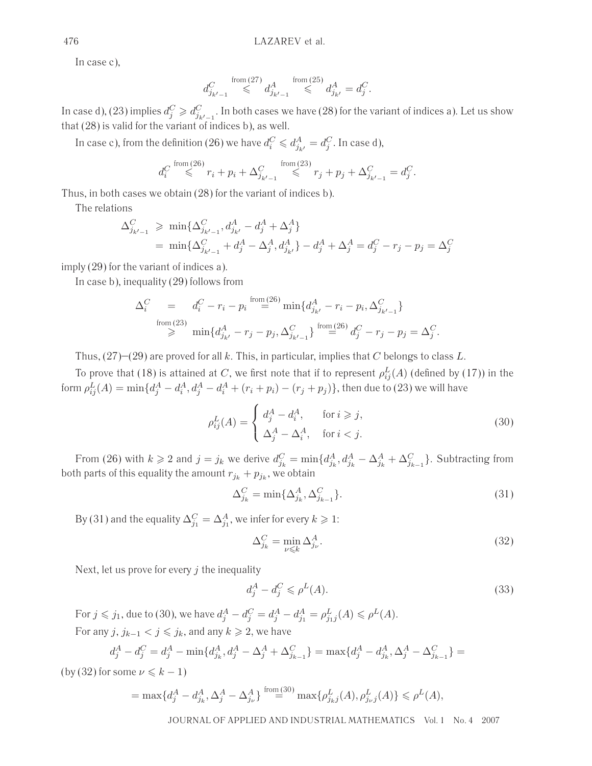In case c),

$$d^C_{j_{k'-1}} \overset{\text{from (27)}}{\leqslant} d^A_{j_{k'-1}} \overset{\text{from (25)}}{\leqslant} d^A_{j_{k'}} = d^C_j.$$

In case d), (23) implies $d^C_j \geqslant d^C_{j_{k'-1}}$. In both cases we have (28) for the variant of indices a). Let us show that (28) is valid for the variant of indices b), as well.

In case c), from the definition (26) we have $d^C_i \leqslant d^A_{j_{k'}} = d^C_j$. In case d),

$$d^C_i \overset{\text{from (26)}}{\leqslant} r_i + p_i + \Delta^C_{j_{k'-1}} \overset{\text{from (23)}}{\leqslant} r_j + p_j + \Delta^C_{j_{k'-1}} = d^C_j.$$

Thus, in both cases we obtain (28) for the variant of indices b).

The relations

$$\begin{aligned}\Delta^C_{j_{k'-1}} &\geqslant \min\{\Delta^C_{j_{k'-1}}, d^A_{j_{k'}} - d^A_j + \Delta^A_j\} \\ &= \min\{\Delta^C_{j_{k'-1}} + d^A_j - \Delta^A_j, d^A_{j_{k'}}\} - d^A_j + \Delta^A_j = d^C_j - r_j - p_j = \Delta^C_j\end{aligned}$$

imply (29) for the variant of indices a).

In case b), inequality (29) follows from

$$\begin{aligned}\Delta^C_i &= d^C_i - r_i - p_i \overset{\text{from (26)}}{=} \min\{d^A_{j_{k'}} - r_i - p_i, \Delta^C_{j_{k'-1}}\} \\ &\overset{\text{from (23)}}{\geqslant} \min\{d^A_{j_{k'}} - r_j - p_j, \Delta^C_{j_{k'-1}}\} \overset{\text{from (26)}}{=} d^C_j - r_j - p_j = \Delta^C_j.\end{aligned}$$

Thus, (27)–(29) are proved for all $k$. This, in particular, implies that $C$ belongs to class $L$.

To prove that (18) is attained at $C$, we first note that if to represent $\rho^L_{ij}(A)$ (defined by (17)) in the form $\rho^L_{ij}(A) = \min\{d^A_j - d^A_i, d^A_j - d^A_i + (r_i + p_i) - (r_j + p_j)\}$, then due to (23) we will have

$$\rho^L_{ij}(A) = \begin{cases} d^A_j - d^A_i, & \text{for } i \geqslant j, \\ \Delta^A_j - \Delta^A_i, & \text{for } i < j. \end{cases} \tag{30}$$

From (26) with $k \geqslant 2$ and $j = j_k$ we derive $d^C_{j_k} = \min\{d^A_{j_k}, d^A_{j_k} - \Delta^A_{j_k} + \Delta^C_{j_{k-1}}\}$. Subtracting from both parts of this equality the amount $r_{j_k} + p_{j_k}$, we obtain

$$\Delta^C_{j_k} = \min\{\Delta^A_{j_k}, \Delta^C_{j_{k-1}}\}. \tag{31}$$

By (31) and the equality $\Delta^C_{j_1} = \Delta^A_{j_1}$, we infer for every $k \geqslant 1$:

$$\Delta^C_{j_k} = \min_{\nu \leqslant k} \Delta^A_{j_\nu}. \tag{32}$$

Next, let us prove for every $j$ the inequality

$$d^A_j - d^C_j \leqslant \rho^L(A). \tag{33}$$

For $j \leqslant j_1$, due to (30), we have $d^A_j - d^C_j = d^A_j - d^A_{j_1} = \rho^L_{j_1 j}(A) \leqslant \rho^L(A)$.

For any $j$, $j_{k-1} < j \leqslant j_k$, and any $k \geqslant 2$, we have

$$d^A_j - d^C_j = d^A_j - \min\{d^A_{j_k}, d^A_j - \Delta^A_j + \Delta^C_{j_{k-1}}\} = \max\{d^A_j - d^A_{j_k}, \Delta^A_j - \Delta^C_{j_{k-1}}\} =$$

(by (32) for some $\nu \leqslant k-1$)

$$= \max\{d^A_j - d^A_{j_k}, \Delta^A_j - \Delta^A_{j_\nu}\} \overset{\text{from (30)}}{=} \max\{\rho^L_{j_k j}(A), \rho^L_{j_\nu j}(A)\} \leqslant \rho^L(A),$$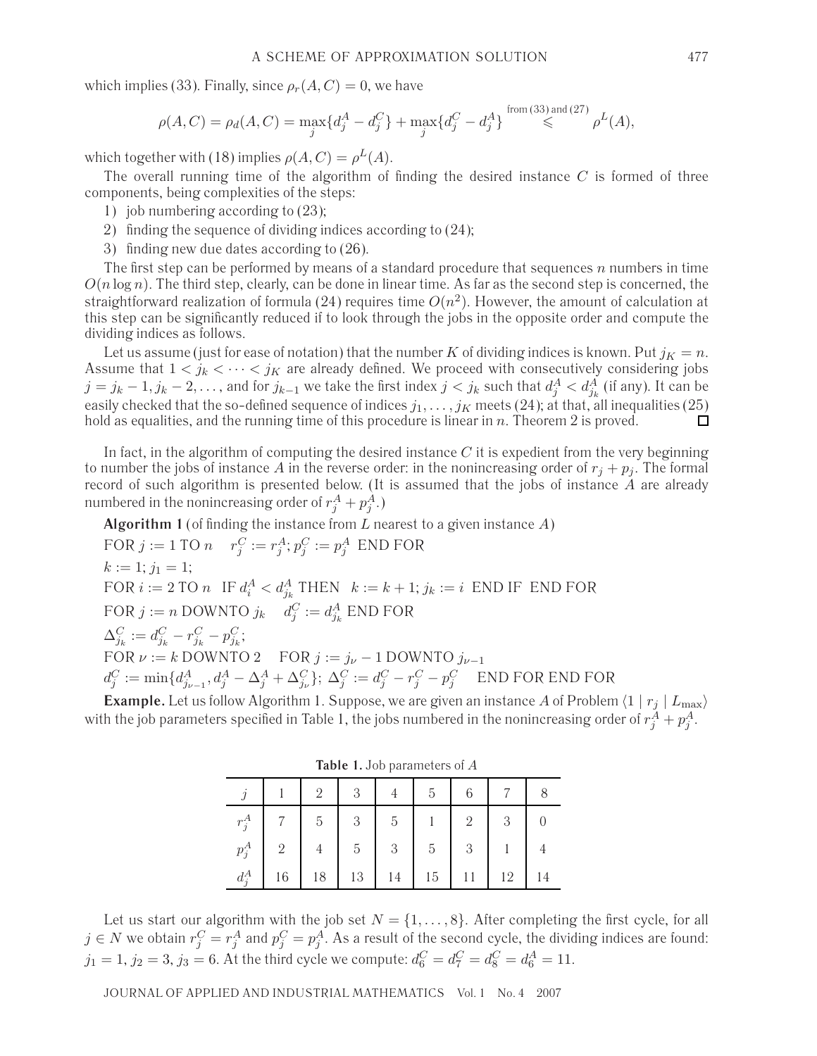which implies (33). Finally, since $\rho_r(A, C) = 0$, we have

$$\rho(A, C) = \rho_d(A, C) = \max_j \{d_j^A - d_j^C\} + \max_j \{d_j^C - d_j^A\} \overset{\text{from (33) and (27)}}{\leqslant} \rho^L(A),$$

which together with (18) implies $\rho(A, C) = \rho^L(A)$.

The overall running time of the algorithm of finding the desired instance $C$ is formed of three components, being complexities of the steps:

1) job numbering according to (23);
2) finding the sequence of dividing indices according to (24);
3) finding new due dates according to (26).

The first step can be performed by means of a standard procedure that sequences $n$ numbers in time $O(n \log n)$. The third step, clearly, can be done in linear time. As far as the second step is concerned, the straightforward realization of formula (24) requires time $O(n^2)$. However, the amount of calculation at this step can be significantly reduced if to look through the jobs in the opposite order and compute the dividing indices as follows.

Let us assume (just for ease of notation) that the number $K$ of dividing indices is known. Put $j_K = n$. Assume that $1 < j_k < \cdots < j_K$ are already defined. We proceed with consecutively considering jobs $j = j_k - 1, j_k - 2, \ldots$, and for $j_{k-1}$ we take the first index $j < j_k$ such that $d_j^A < d_{j_k}^A$ (if any). It can be easily checked that the so-defined sequence of indices $j_1, \ldots, j_K$ meets (24); at that, all inequalities (25) hold as equalities, and the running time of this procedure is linear in $n$. Theorem 2 is proved. □

In fact, in the algorithm of computing the desired instance $C$ it is expedient from the very beginning to number the jobs of instance $A$ in the reverse order: in the nonincreasing order of $r_j + p_j$. The formal record of such algorithm is presented below. (It is assumed that the jobs of instance $A$ are already numbered in the nonincreasing order of $r_j^A + p_j^A$.)

**Algorithm 1** (of finding the instance from $L$ nearest to a given instance $A$)

FOR $j := 1$ TO $n$ $\quad r_j^C := r_j^A; p_j^C := p_j^A$ END FOR

$k := 1; j_1 = 1;$

FOR $i := 2$ TO $n$ IF $d_i^A < d_{j_k}^A$ THEN $k := k + 1; j_k := i$ END IF END FOR

FOR $j := n$ DOWNTO $j_k$ $\quad d_j^C := d_{j_k}^A$ END FOR

$\Delta_{j_k}^C := d_{j_k}^C - r_{j_k}^C - p_{j_k}^C;$

FOR $\nu := k$ DOWNTO 2 $\quad$ FOR $j := j_\nu - 1$ DOWNTO $j_{\nu-1}$

$d_j^C := \min\{d_{j_{\nu-1}}^A, d_j^A - \Delta_j^A + \Delta_{j_\nu}^C\};\ \Delta_j^C := d_j^C - r_j^C - p_j^C$ $\quad$ END FOR END FOR

**Example.** Let us follow Algorithm 1. Suppose, we are given an instance $A$ of Problem $\langle 1 \mid r_j \mid L_{\max} \rangle$ with the job parameters specified in Table 1, the jobs numbered in the nonincreasing order of $r_j^A + p_j^A$.

**Table 1.** Job parameters of $A$

| $j$ | 1 | 2 | 3 | 4 | 5 | 6 | 7 | 8 |
|---|---|---|---|---|---|---|---|---|
| $r_j^A$ | 7 | 5 | 3 | 5 | 1 | 2 | 3 | 0 |
| $p_j^A$ | 2 | 4 | 5 | 3 | 5 | 3 | 1 | 4 |
| $d_j^A$ | 16 | 18 | 13 | 14 | 15 | 11 | 12 | 14 |

Let us start our algorithm with the job set $N = \{1, \ldots, 8\}$. After completing the first cycle, for all $j \in N$ we obtain $r_j^C = r_j^A$ and $p_j^C = p_j^A$. As a result of the second cycle, the dividing indices are found: $j_1 = 1, j_2 = 3, j_3 = 6$. At the third cycle we compute: $d_6^C = d_7^C = d_8^C = d_6^A = 11$.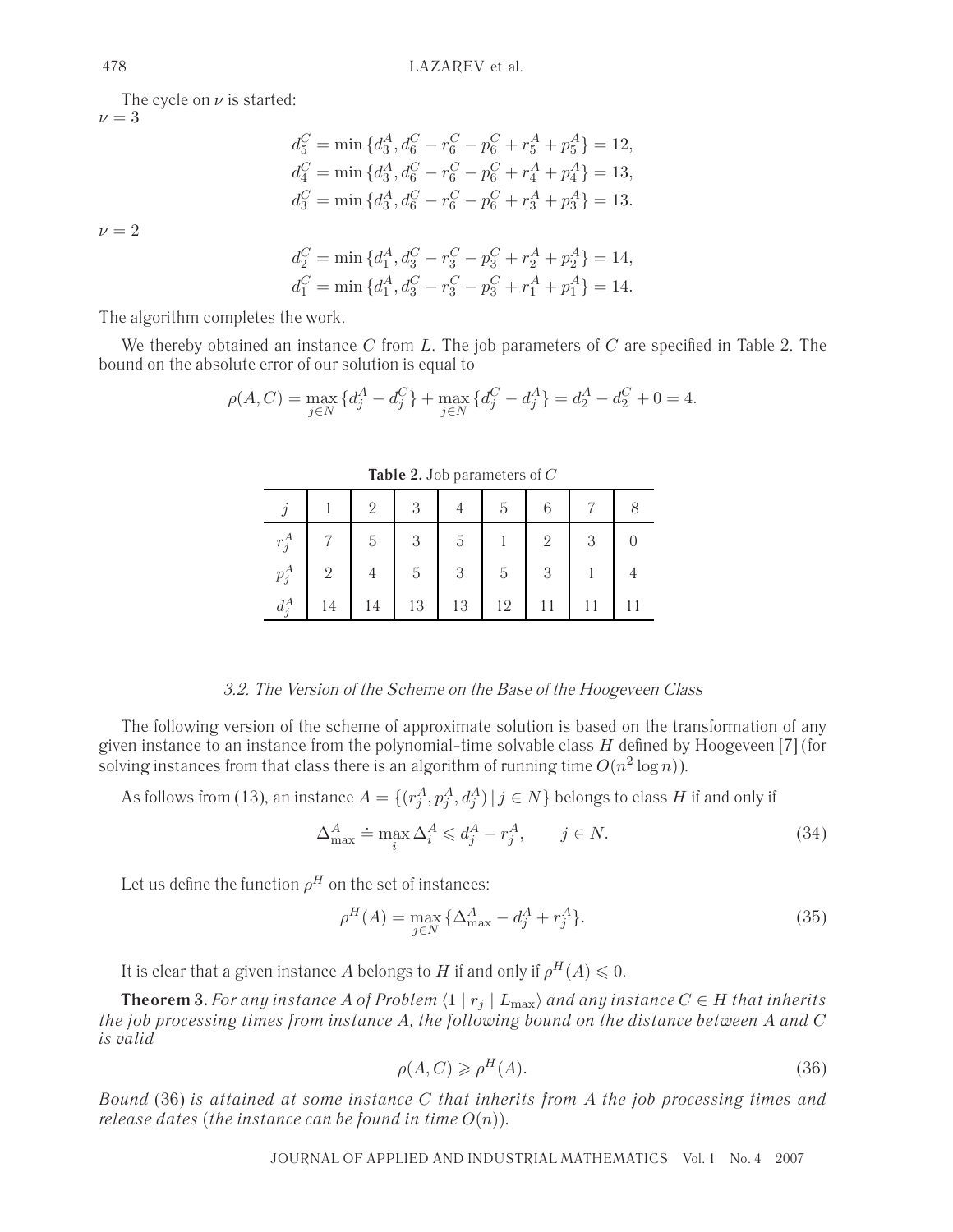The cycle on $\nu$ is started:
$\nu = 3$

$$d_5^C = \min\{d_3^A, d_6^C - r_6^C - p_6^C + r_5^A + p_5^A\} = 12,$$
$$d_4^C = \min\{d_3^A, d_6^C - r_6^C - p_6^C + r_4^A + p_4^A\} = 13,$$
$$d_3^C = \min\{d_3^A, d_6^C - r_6^C - p_6^C + r_3^A + p_3^A\} = 13.$$

$\nu = 2$

$$d_2^C = \min\{d_1^A, d_3^C - r_3^C - p_3^C + r_2^A + p_2^A\} = 14,$$
$$d_1^C = \min\{d_1^A, d_3^C - r_3^C - p_3^C + r_1^A + p_1^A\} = 14.$$

The algorithm completes the work.

We thereby obtained an instance $C$ from $L$. The job parameters of $C$ are specified in Table 2. The bound on the absolute error of our solution is equal to

$$\rho(A, C) = \max_{j \in N}\{d_j^A - d_j^C\} + \max_{j \in N}\{d_j^C - d_j^A\} = d_2^A - d_2^C + 0 = 4.$$

**Table 2.** Job parameters of $C$

| $j$ | 1 | 2 | 3 | 4 | 5 | 6 | 7 | 8 |
|---|---|---|---|---|---|---|---|---|
| $r_j^A$ | 7 | 5 | 3 | 5 | 1 | 2 | 3 | 0 |
| $p_j^A$ | 2 | 4 | 5 | 3 | 5 | 3 | 1 | 4 |
| $d_j^A$ | 14 | 14 | 13 | 13 | 12 | 11 | 11 | 11 |

### 3.2. The Version of the Scheme on the Base of the Hoogeveen Class

The following version of the scheme of approximate solution is based on the transformation of any given instance to an instance from the polynomial-time solvable class $H$ defined by Hoogeveen [7] (for solving instances from that class there is an algorithm of running time $O(n^2 \log n)$).

As follows from (13), an instance $A = \{(r_j^A, p_j^A, d_j^A) \mid j \in N\}$ belongs to class $H$ if and only if

$$\Delta_{\max}^A \doteq \max_i \Delta_i^A \leqslant d_j^A - r_j^A, \qquad j \in N. \tag{34}$$

Let us define the function $\rho^H$ on the set of instances:

$$\rho^H(A) = \max_{j \in N}\{\Delta_{\max}^A - d_j^A + r_j^A\}. \tag{35}$$

It is clear that a given instance $A$ belongs to $H$ if and only if $\rho^H(A) \leqslant 0$.

**Theorem 3.** *For any instance $A$ of Problem $\langle 1 \mid r_j \mid L_{\max}\rangle$ and any instance $C \in H$ that inherits the job processing times from instance $A$, the following bound on the distance between $A$ and $C$ is valid*

$$\rho(A, C) \geqslant \rho^H(A). \tag{36}$$

*Bound* (36) *is attained at some instance $C$ that inherits from $A$ the job processing times and release dates* (*the instance can be found in time $O(n)$*).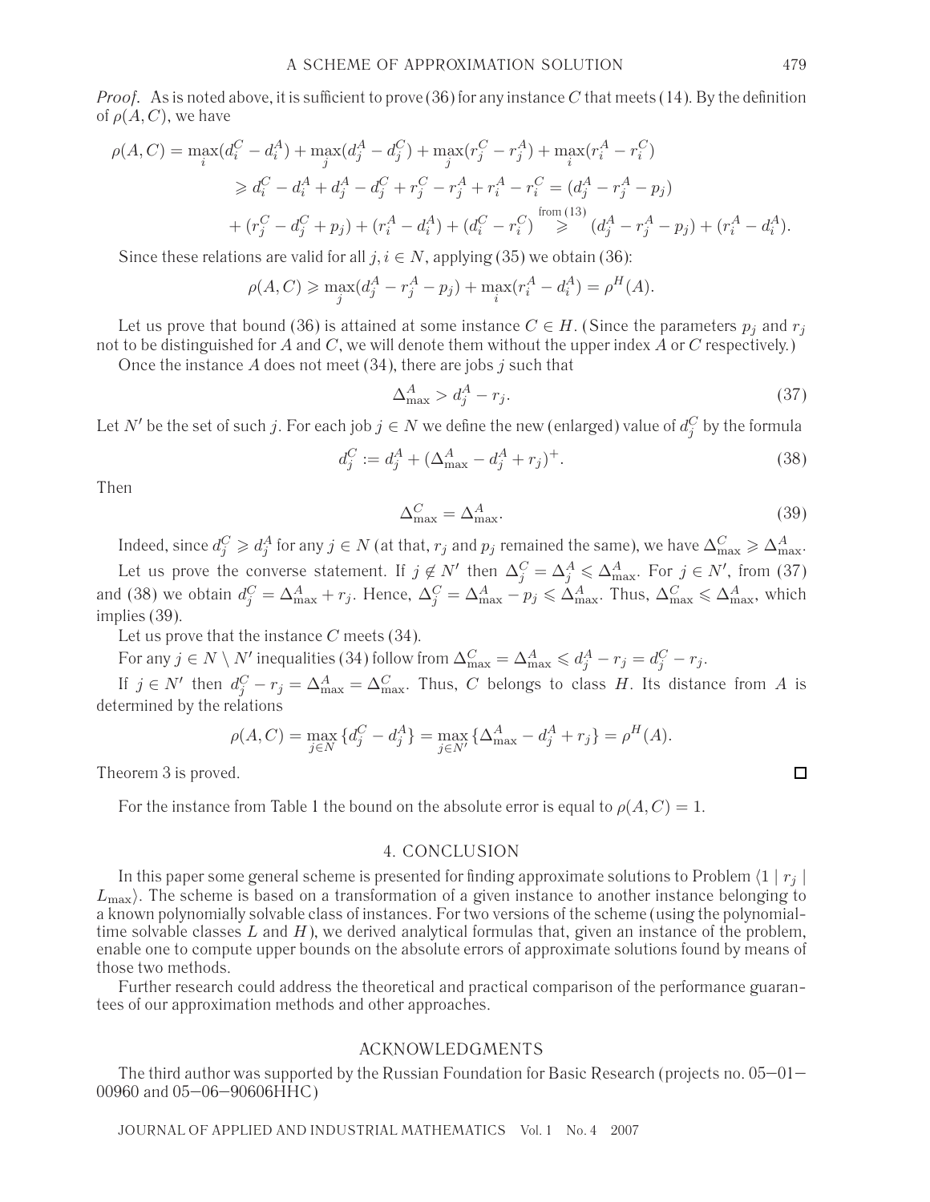*Proof.* As is noted above, it is sufficient to prove (36) for any instance $C$ that meets (14). By the definition of $\rho(A, C)$, we have

$$\rho(A,C) = \max_i(d_i^C - d_i^A) + \max_j(d_j^A - d_j^C) + \max_j(r_j^C - r_j^A) + \max_i(r_i^A - r_i^C)$$
$$\geqslant d_i^C - d_i^A + d_j^A - d_j^C + r_j^C - r_j^A + r_i^A - r_i^C = (d_j^A - r_j^A - p_j)$$
$$+ (r_j^C - d_j^C + p_j) + (r_i^A - d_i^A) + (d_i^C - r_i^C) \overset{\text{from (13)}}{\geqslant} (d_j^A - r_j^A - p_j) + (r_i^A - d_i^A).$$

Since these relations are valid for all $j, i \in N$, applying (35) we obtain (36):

$$\rho(A,C) \geqslant \max_j(d_j^A - r_j^A - p_j) + \max_i(r_i^A - d_i^A) = \rho^H(A).$$

Let us prove that bound (36) is attained at some instance $C \in H$. (Since the parameters $p_j$ and $r_j$ not to be distinguished for $A$ and $C$, we will denote them without the upper index $A$ or $C$ respectively.)

Once the instance $A$ does not meet (34), there are jobs $j$ such that

$$\Delta_{\max}^A > d_j^A - r_j. \tag{37}$$

Let $N'$ be the set of such $j$. For each job $j \in N$ we define the new (enlarged) value of $d_j^C$ by the formula

$$d_j^C := d_j^A + (\Delta_{\max}^A - d_j^A + r_j)^+. \tag{38}$$

Then

$$\Delta_{\max}^C = \Delta_{\max}^A. \tag{39}$$

Indeed, since $d_j^C \geqslant d_j^A$ for any $j \in N$ (at that, $r_j$ and $p_j$ remained the same), we have $\Delta_{\max}^C \geqslant \Delta_{\max}^A$.

Let us prove the converse statement. If $j \notin N'$ then $\Delta_j^C = \Delta_j^A \leqslant \Delta_{\max}^A$. For $j \in N'$, from (37) and (38) we obtain $d_j^C = \Delta_{\max}^A + r_j$. Hence, $\Delta_j^C = \Delta_{\max}^A - p_j \leqslant \Delta_{\max}^A$. Thus, $\Delta_{\max}^C \leqslant \Delta_{\max}^A$, which implies (39).

Let us prove that the instance $C$ meets (34).

For any $j \in N \setminus N'$ inequalities (34) follow from $\Delta_{\max}^C = \Delta_{\max}^A \leqslant d_j^A - r_j = d_j^C - r_j$.

If $j \in N'$ then $d_j^C - r_j = \Delta_{\max}^A = \Delta_{\max}^C$. Thus, $C$ belongs to class $H$. Its distance from $A$ is determined by the relations

$$\rho(A,C) = \max_{j \in N}\{d_j^C - d_j^A\} = \max_{j \in N'}\{\Delta_{\max}^A - d_j^A + r_j\} = \rho^H(A).$$

Theorem 3 is proved. □

For the instance from Table 1 the bound on the absolute error is equal to $\rho(A, C) = 1$.

## 4. CONCLUSION

In this paper some general scheme is presented for finding approximate solutions to Problem $\langle 1 \mid r_j \mid L_{\max}\rangle$. The scheme is based on a transformation of a given instance to another instance belonging to a known polynomially solvable class of instances. For two versions of the scheme (using the polynomial-time solvable classes $L$ and $H$), we derived analytical formulas that, given an instance of the problem, enable one to compute upper bounds on the absolute errors of approximate solutions found by means of those two methods.

Further research could address the theoretical and practical comparison of the performance guarantees of our approximation methods and other approaches.

## ACKNOWLEDGMENTS

The third author was supported by the Russian Foundation for Basic Research (projects no. 05–01–00960 and 05–06–90606HHC)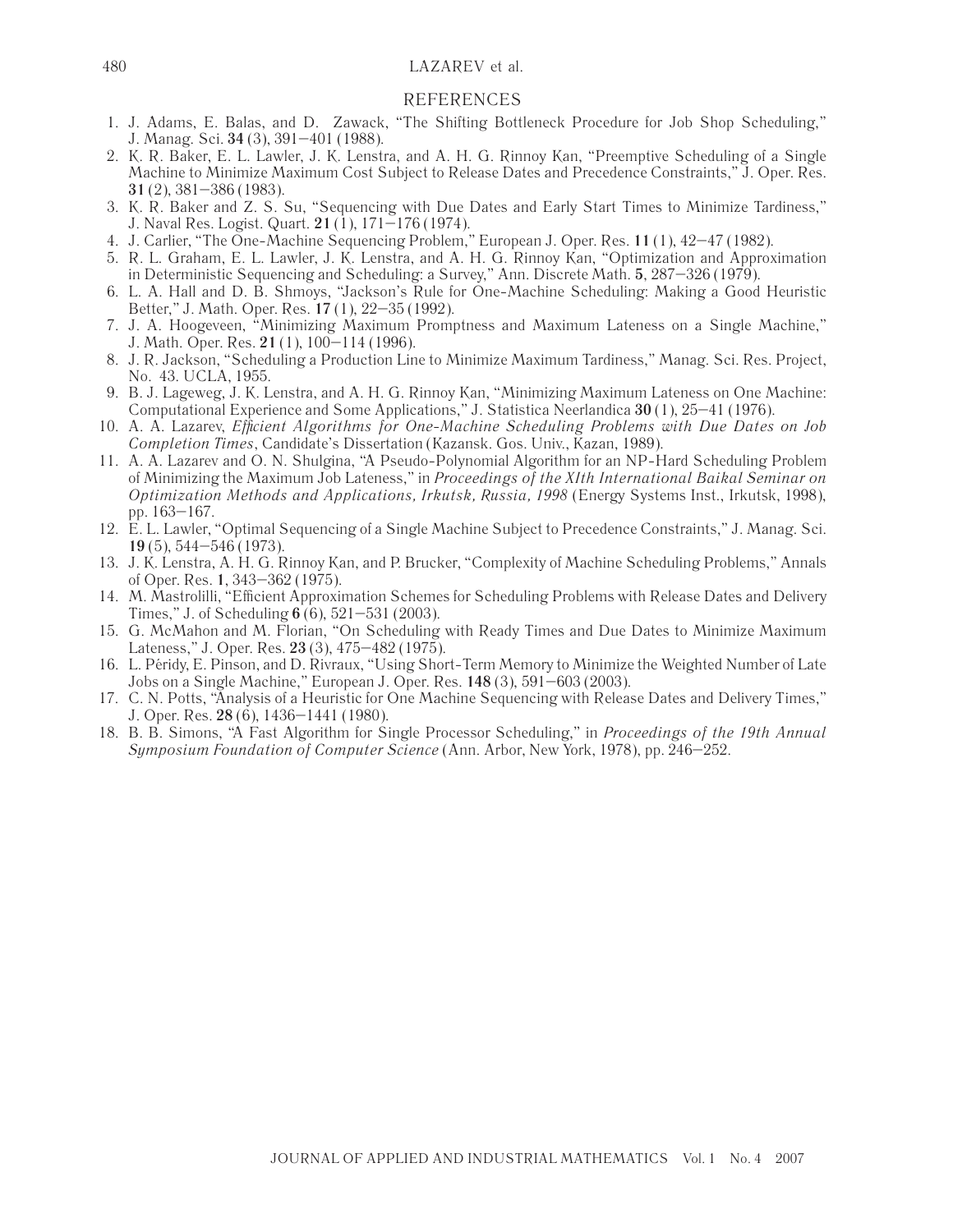## REFERENCES

1. J. Adams, E. Balas, and D. Zawack, "The Shifting Bottleneck Procedure for Job Shop Scheduling," J. Manag. Sci. **34** (3), 391–401 (1988).
2. K. R. Baker, E. L. Lawler, J. K. Lenstra, and A. H. G. Rinnoy Kan, "Preemptive Scheduling of a Single Machine to Minimize Maximum Cost Subject to Release Dates and Precedence Constraints," J. Oper. Res. **31** (2), 381–386 (1983).
3. K. R. Baker and Z. S. Su, "Sequencing with Due Dates and Early Start Times to Minimize Tardiness," J. Naval Res. Logist. Quart. **21** (1), 171–176 (1974).
4. J. Carlier, "The One-Machine Sequencing Problem," European J. Oper. Res. **11** (1), 42–47 (1982).
5. R. L. Graham, E. L. Lawler, J. K. Lenstra, and A. H. G. Rinnoy Kan, "Optimization and Approximation in Deterministic Sequencing and Scheduling: a Survey," Ann. Discrete Math. **5**, 287–326 (1979).
6. L. A. Hall and D. B. Shmoys, "Jackson's Rule for One-Machine Scheduling: Making a Good Heuristic Better," J. Math. Oper. Res. **17** (1), 22–35 (1992).
7. J. A. Hoogeveen, "Minimizing Maximum Promptness and Maximum Lateness on a Single Machine," J. Math. Oper. Res. **21** (1), 100–114 (1996).
8. J. R. Jackson, "Scheduling a Production Line to Minimize Maximum Tardiness," Manag. Sci. Res. Project, No. 43. UCLA, 1955.
9. B. J. Lageweg, J. K. Lenstra, and A. H. G. Rinnoy Kan, "Minimizing Maximum Lateness on One Machine: Computational Experience and Some Applications," J. Statistica Neerlandica **30** (1), 25–41 (1976).
10. A. A. Lazarev, *Efficient Algorithms for One-Machine Scheduling Problems with Due Dates on Job Completion Times*, Candidate's Dissertation (Kazansk. Gos. Univ., Kazan, 1989).
11. A. A. Lazarev and O. N. Shulgina, "A Pseudo-Polynomial Algorithm for an NP-Hard Scheduling Problem of Minimizing the Maximum Job Lateness," in *Proceedings of the XIth International Baikal Seminar on Optimization Methods and Applications, Irkutsk, Russia, 1998* (Energy Systems Inst., Irkutsk, 1998), pp. 163–167.
12. E. L. Lawler, "Optimal Sequencing of a Single Machine Subject to Precedence Constraints," J. Manag. Sci. **19** (5), 544–546 (1973).
13. J. K. Lenstra, A. H. G. Rinnoy Kan, and P. Brucker, "Complexity of Machine Scheduling Problems," Annals of Oper. Res. **1**, 343–362 (1975).
14. M. Mastrolilli, "Efficient Approximation Schemes for Scheduling Problems with Release Dates and Delivery Times," J. of Scheduling **6** (6), 521–531 (2003).
15. G. McMahon and M. Florian, "On Scheduling with Ready Times and Due Dates to Minimize Maximum Lateness," J. Oper. Res. **23** (3), 475–482 (1975).
16. L. Péridy, E. Pinson, and D. Rivraux, "Using Short-Term Memory to Minimize the Weighted Number of Late Jobs on a Single Machine," European J. Oper. Res. **148** (3), 591–603 (2003).
17. C. N. Potts, "Analysis of a Heuristic for One Machine Sequencing with Release Dates and Delivery Times," J. Oper. Res. **28** (6), 1436–1441 (1980).
18. B. B. Simons, "A Fast Algorithm for Single Processor Scheduling," in *Proceedings of the 19th Annual Symposium Foundation of Computer Science* (Ann. Arbor, New York, 1978), pp. 246–252.